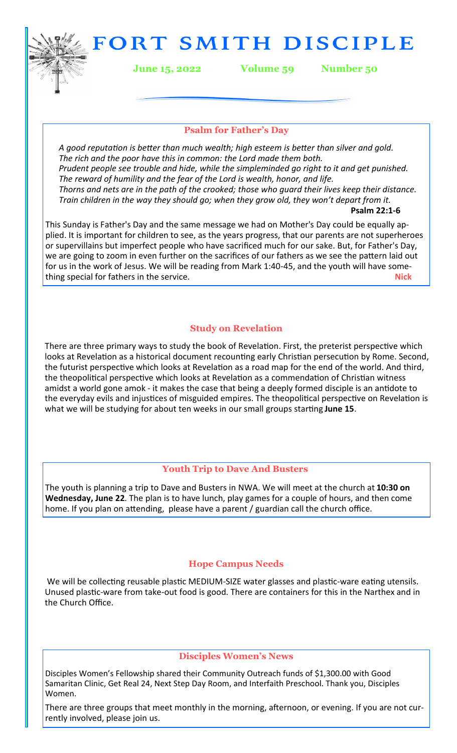# FORT SMITH DISCIPLE

**June 15, 2022 Volume 59 Number 50**

### Psalm for Father's Day

*A good reputation is better than much wealth; high esteem is better than silver and gold.*
*The rich and the poor have this in common: the Lord made them both.*
*Prudent people see trouble and hide, while the simpleminded go right to it and get punished.*
*The reward of humility and the fear of the Lord is wealth, honor, and life.*
*Thorns and nets are in the path of the crooked; those who guard their lives keep their distance.*
*Train children in the way they should go; when they grow old, they won't depart from it.*

**Psalm 22:1-6**

This Sunday is Father's Day and the same message we had on Mother's Day could be equally applied. It is important for children to see, as the years progress, that our parents are not superheroes or supervillains but imperfect people who have sacrificed much for our sake. But, for Father's Day, we are going to zoom in even further on the sacrifices of our fathers as we see the pattern laid out for us in the work of Jesus. We will be reading from Mark 1:40-45, and the youth will have something special for fathers in the service. **Nick**

### Study on Revelation

There are three primary ways to study the book of Revelation. First, the preterist perspective which looks at Revelation as a historical document recounting early Christian persecution by Rome. Second, the futurist perspective which looks at Revelation as a road map for the end of the world. And third, the theopolitical perspective which looks at Revelation as a commendation of Christian witness amidst a world gone amok - it makes the case that being a deeply formed disciple is an antidote to the everyday evils and injustices of misguided empires. The theopolitical perspective on Revelation is what we will be studying for about ten weeks in our small groups starting **June 15**.

### Youth Trip to Dave And Busters

The youth is planning a trip to Dave and Busters in NWA. We will meet at the church at **10:30 on Wednesday, June 22**. The plan is to have lunch, play games for a couple of hours, and then come home. If you plan on attending, please have a parent / guardian call the church office.

### Hope Campus Needs

We will be collecting reusable plastic MEDIUM-SIZE water glasses and plastic-ware eating utensils. Unused plastic-ware from take-out food is good. There are containers for this in the Narthex and in the Church Office.

### Disciples Women's News

Disciples Women's Fellowship shared their Community Outreach funds of $1,300.00 with Good Samaritan Clinic, Get Real 24, Next Step Day Room, and Interfaith Preschool. Thank you, Disciples Women.

There are three groups that meet monthly in the morning, afternoon, or evening. If you are not currently involved, please join us.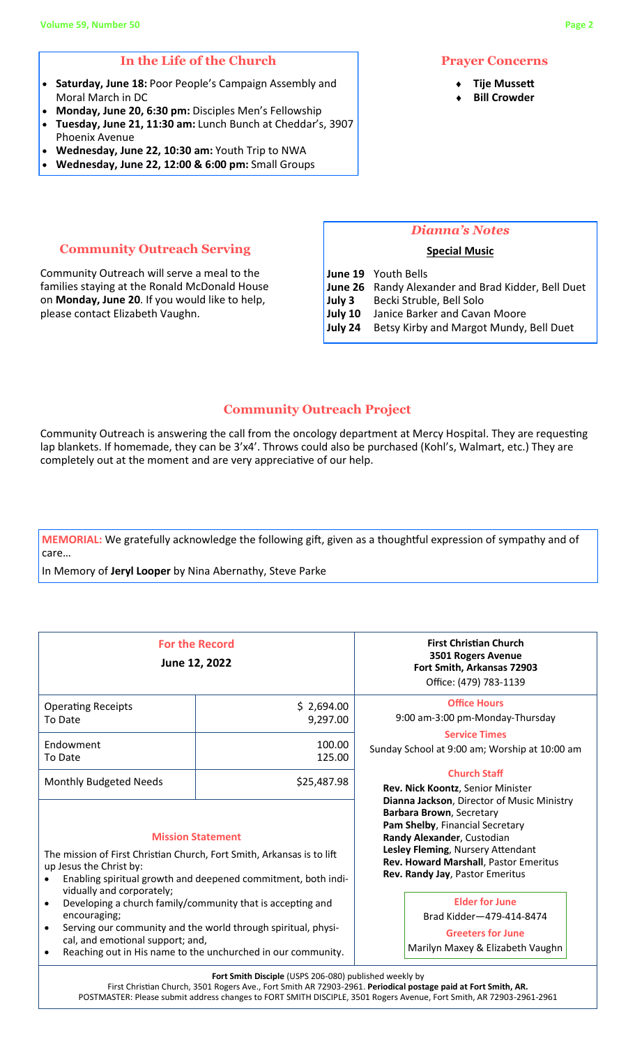## In the Life of the Church

- **Saturday, June 18:** Poor People's Campaign Assembly and Moral March in DC
- **Monday, June 20, 6:30 pm:** Disciples Men's Fellowship
- **Tuesday, June 21, 11:30 am:** Lunch Bunch at Cheddar's, 3907 Phoenix Avenue
- **Wednesday, June 22, 10:30 am:** Youth Trip to NWA
- **Wednesday, June 22, 12:00 & 6:00 pm:** Small Groups

## Prayer Concerns

- **Tije Mussett**
- **Bill Crowder**

## Community Outreach Serving

Community Outreach will serve a meal to the families staying at the Ronald McDonald House on **Monday, June 20**. If you would like to help, please contact Elizabeth Vaughn.

## *Dianna's Notes*

**Special Music**

| | |
|---|---|
| **June 19** | Youth Bells |
| **June 26** | Randy Alexander and Brad Kidder, Bell Duet |
| **July 3** | Becki Struble, Bell Solo |
| **July 10** | Janice Barker and Cavan Moore |
| **July 24** | Betsy Kirby and Margot Mundy, Bell Duet |

## Community Outreach Project

Community Outreach is answering the call from the oncology department at Mercy Hospital. They are requesting lap blankets. If homemade, they can be 3'x4'. Throws could also be purchased (Kohl's, Walmart, etc.) They are completely out at the moment and are very appreciative of our help.

**MEMORIAL:** We gratefully acknowledge the following gift, given as a thoughtful expression of sympathy and of care…

In Memory of **Jeryl Looper** by Nina Abernathy, Steve Parke

### For the Record
**June 12, 2022**

| | |
|---|---|
| Operating Receipts<br>To Date | $ 2,694.00<br>9,297.00 |
| Endowment<br>To Date | 100.00<br>125.00 |
| Monthly Budgeted Needs | $25,487.98 |

### Mission Statement

The mission of First Christian Church, Fort Smith, Arkansas is to lift up Jesus the Christ by:

- Enabling spiritual growth and deepened commitment, both individually and corporately;
- Developing a church family/community that is accepting and encouraging;
- Serving our community and the world through spiritual, physical, and emotional support; and,
- Reaching out in His name to the unchurched in our community.

**First Christian Church**
**3501 Rogers Avenue**
**Fort Smith, Arkansas 72903**
Office: (479) 783-1139

**Office Hours**
9:00 am-3:00 pm-Monday-Thursday

**Service Times**
Sunday School at 9:00 am; Worship at 10:00 am

**Church Staff**
**Rev. Nick Koontz**, Senior Minister
**Dianna Jackson**, Director of Music Ministry
**Barbara Brown**, Secretary
**Pam Shelby**, Financial Secretary
**Randy Alexander**, Custodian
**Lesley Fleming**, Nursery Attendant
**Rev. Howard Marshall**, Pastor Emeritus
**Rev. Randy Jay**, Pastor Emeritus

**Elder for June**
Brad Kidder—479-414-8474

**Greeters for June**
Marilyn Maxey & Elizabeth Vaughn

**Fort Smith Disciple** (USPS 206-080) published weekly by
First Christian Church, 3501 Rogers Ave., Fort Smith AR 72903-2961. **Periodical postage paid at Fort Smith, AR.**
POSTMASTER: Please submit address changes to FORT SMITH DISCIPLE, 3501 Rogers Avenue, Fort Smith, AR 72903-2961-2961